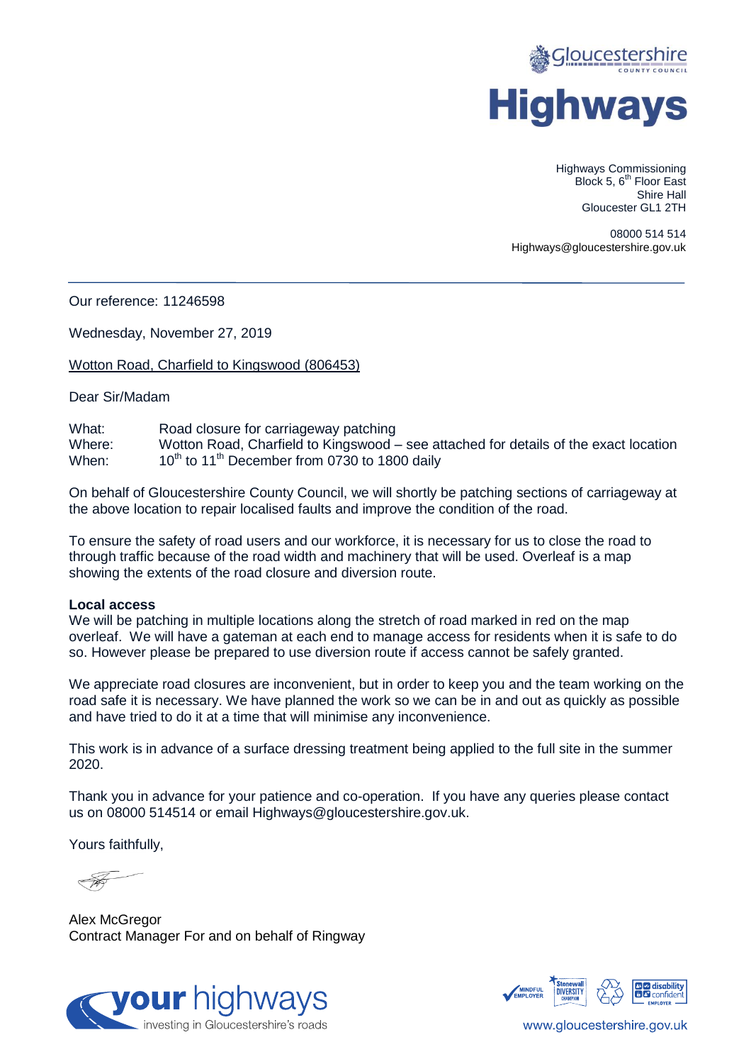Gloucestershire County Council

# Highways

Highways Commissioning
Block 5, 6th Floor East
Shire Hall
Gloucester GL1 2TH

08000 514 514
Highways@gloucestershire.gov.uk

---

Our reference: 11246598

Wednesday, November 27, 2019

Wotton Road, Charfield to Kingswood (806453)

Dear Sir/Madam

| | |
|---|---|
| What: | Road closure for carriageway patching |
| Where: | Wotton Road, Charfield to Kingswood – see attached for details of the exact location |
| When: | 10th to 11th December from 0730 to 1800 daily |

On behalf of Gloucestershire County Council, we will shortly be patching sections of carriageway at the above location to repair localised faults and improve the condition of the road.

To ensure the safety of road users and our workforce, it is necessary for us to close the road to through traffic because of the road width and machinery that will be used. Overleaf is a map showing the extents of the road closure and diversion route.

**Local access**
We will be patching in multiple locations along the stretch of road marked in red on the map overleaf. We will have a gateman at each end to manage access for residents when it is safe to do so. However please be prepared to use diversion route if access cannot be safely granted.

We appreciate road closures are inconvenient, but in order to keep you and the team working on the road safe it is necessary. We have planned the work so we can be in and out as quickly as possible and have tried to do it at a time that will minimise any inconvenience.

This work is in advance of a surface dressing treatment being applied to the full site in the summer 2020.

Thank you in advance for your patience and co-operation. If you have any queries please contact us on 08000 514514 or email Highways@gloucestershire.gov.uk.

Yours faithfully,

Alex McGregor
Contract Manager For and on behalf of Ringway

your highways – investing in Gloucestershire's roads

www.gloucestershire.gov.uk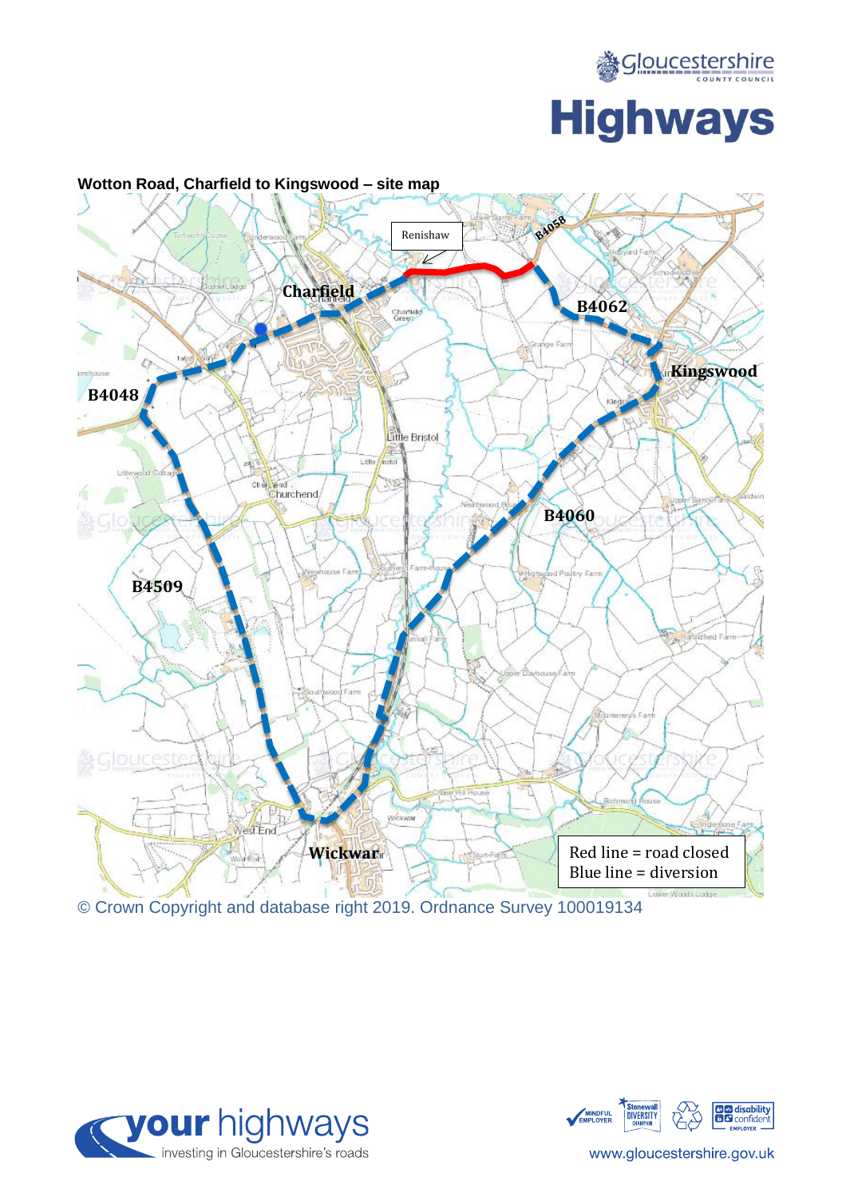**Wotton Road, Charfield to Kingswood – site map**

Renishaw

B4058

Charfield

B4062

Kingswood

B4048

B4060

B4509

Wickwar

Red line = road closed
Blue line = diversion

© Crown Copyright and database right 2019. Ordnance Survey 100019134